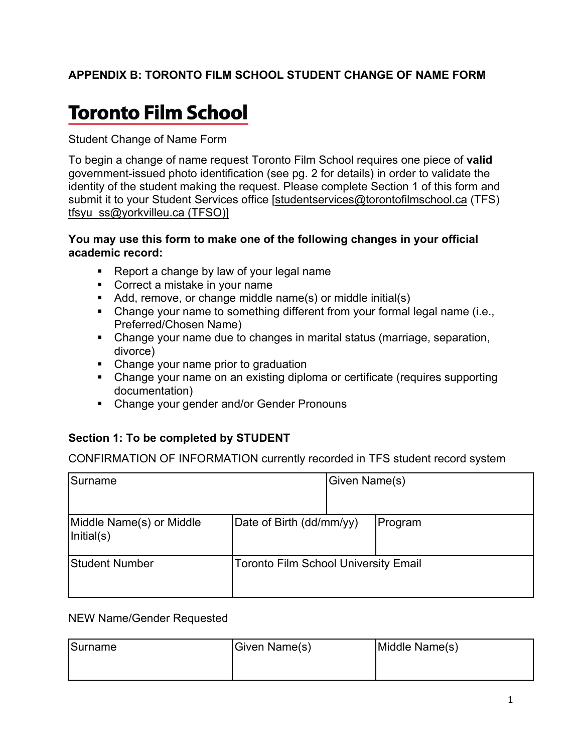## APPENDIX B: TORONTO FILM SCHOOL STUDENT CHANGE OF NAME FORM

# Toronto Film School

Student Change of Name Form

To begin a change of name request Toronto Film School requires one piece of **valid** government-issued photo identification (see pg. 2 for details) in order to validate the identity of the student making the request. Please complete Section 1 of this form and submit it to your Student Services office [studentservices@torontofilmschool.ca (TFS) tfsyu_ss@yorkvilleu.ca (TFSO)]

**You may use this form to make one of the following changes in your official academic record:**

- Report a change by law of your legal name
- Correct a mistake in your name
- Add, remove, or change middle name(s) or middle initial(s)
- Change your name to something different from your formal legal name (i.e., Preferred/Chosen Name)
- Change your name due to changes in marital status (marriage, separation, divorce)
- Change your name prior to graduation
- Change your name on an existing diploma or certificate (requires supporting documentation)
- Change your gender and/or Gender Pronouns

### Section 1: To be completed by STUDENT

CONFIRMATION OF INFORMATION currently recorded in TFS student record system

| Surname | | Given Name(s) |
|---|---|---|
| Middle Name(s) or Middle Initial(s) | Date of Birth (dd/mm/yy) | Program |
| Student Number | Toronto Film School University Email | |

NEW Name/Gender Requested

| Surname | Given Name(s) | Middle Name(s) |
|---|---|---|
| | | |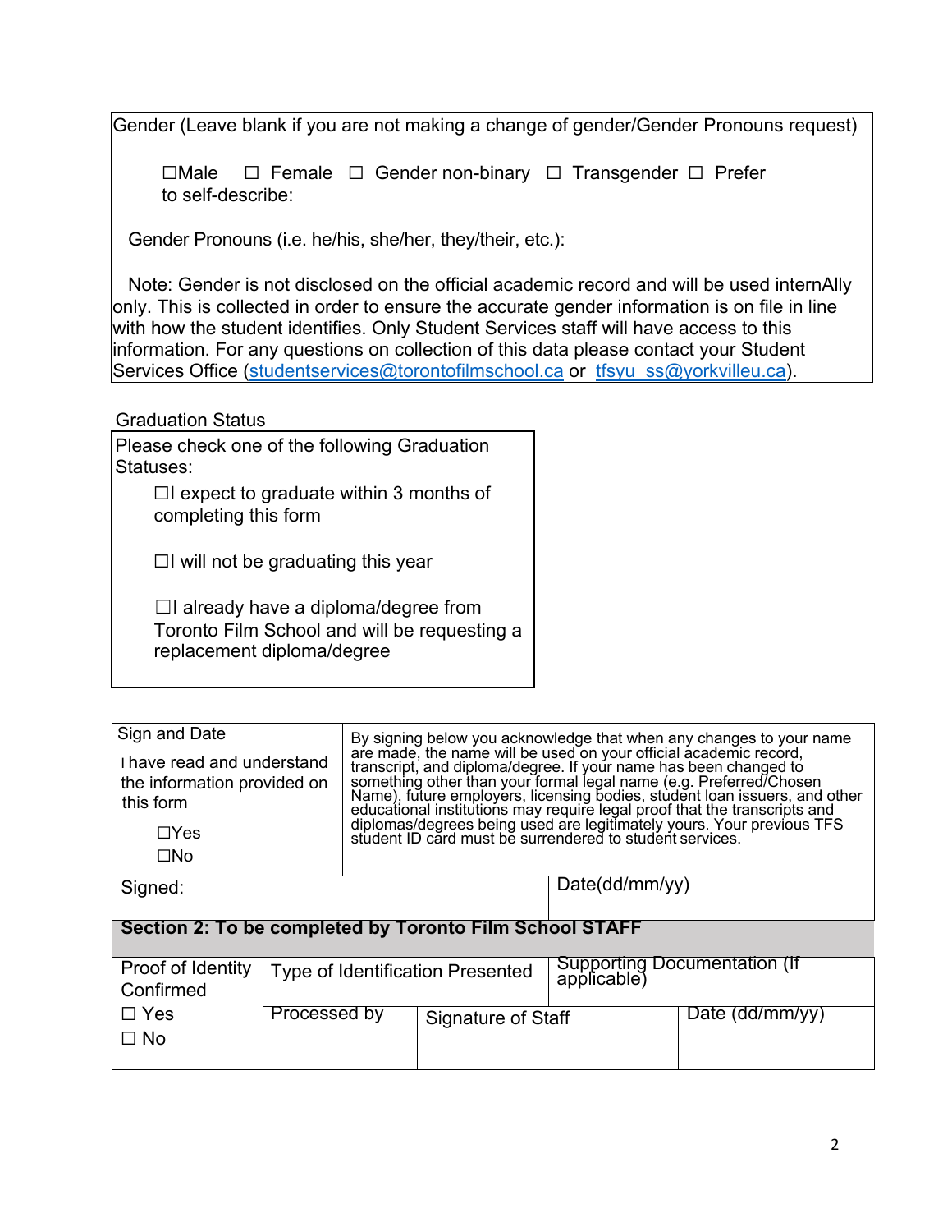Gender (Leave blank if you are not making a change of gender/Gender Pronouns request)

☐Male ☐ Female ☐ Gender non-binary ☐ Transgender ☐ Prefer to self-describe:

Gender Pronouns (i.e. he/his, she/her, they/their, etc.):

Note: Gender is not disclosed on the official academic record and will be used internAlly only. This is collected in order to ensure the accurate gender information is on file in line with how the student identifies. Only Student Services staff will have access to this information. For any questions on collection of this data please contact your Student Services Office (studentservices@torontofilmschool.ca or tfsyu_ss@yorkvilleu.ca).

Graduation Status

Please check one of the following Graduation Statuses:

☐I expect to graduate within 3 months of completing this form

☐I will not be graduating this year

☐I already have a diploma/degree from Toronto Film School and will be requesting a replacement diploma/degree

| Sign and Date<br>I have read and understand the information provided on this form<br>☐Yes<br>☐No | By signing below you acknowledge that when any changes to your name are made, the name will be used on your official academic record, transcript, and diploma/degree. If your name has been changed to something other than your formal legal name (e.g. Preferred/Chosen Name), future employers, licensing bodies, student loan issuers, and other educational institutions may require legal proof that the transcripts and diplomas/degrees being used are legitimately yours. Your previous TFS student ID card must be surrendered to student services. |
|---|---|
| Signed: | Date(dd/mm/yy) |

**Section 2: To be completed by Toronto Film School STAFF**

| Proof of Identity Confirmed<br>☐ Yes<br>☐ No | Type of Identification Presented | | Supporting Documentation (If applicable) |
|---|---|---|---|
| | Processed by | Signature of Staff | Date (dd/mm/yy) |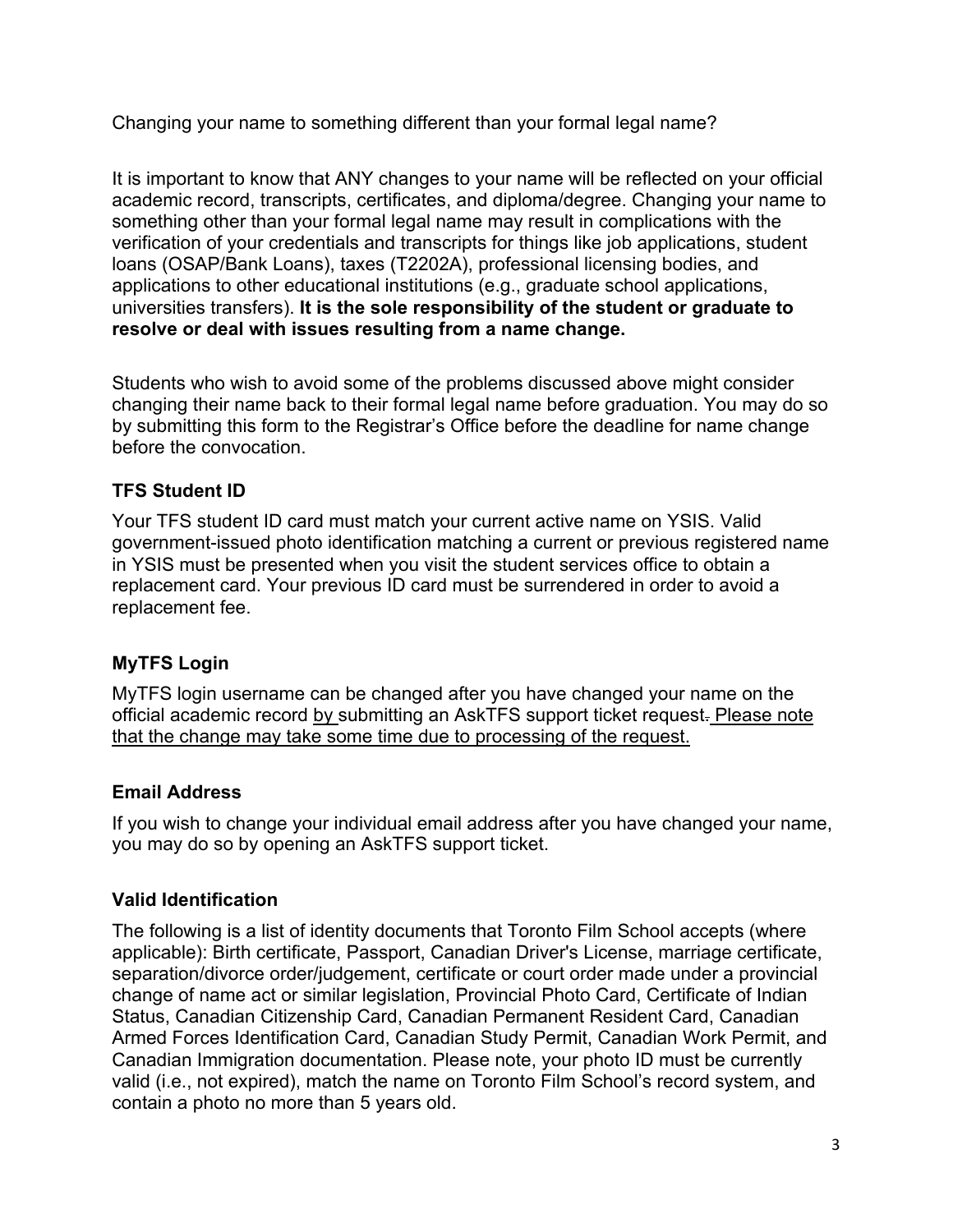Changing your name to something different than your formal legal name?

It is important to know that ANY changes to your name will be reflected on your official academic record, transcripts, certificates, and diploma/degree. Changing your name to something other than your formal legal name may result in complications with the verification of your credentials and transcripts for things like job applications, student loans (OSAP/Bank Loans), taxes (T2202A), professional licensing bodies, and applications to other educational institutions (e.g., graduate school applications, universities transfers). **It is the sole responsibility of the student or graduate to resolve or deal with issues resulting from a name change.**

Students who wish to avoid some of the problems discussed above might consider changing their name back to their formal legal name before graduation. You may do so by submitting this form to the Registrar's Office before the deadline for name change before the convocation.

### TFS Student ID

Your TFS student ID card must match your current active name on YSIS. Valid government-issued photo identification matching a current or previous registered name in YSIS must be presented when you visit the student services office to obtain a replacement card. Your previous ID card must be surrendered in order to avoid a replacement fee.

### MyTFS Login

MyTFS login username can be changed after you have changed your name on the official academic record by submitting an AskTFS support ticket request. Please note that the change may take some time due to processing of the request.

### Email Address

If you wish to change your individual email address after you have changed your name, you may do so by opening an AskTFS support ticket.

### Valid Identification

The following is a list of identity documents that Toronto Film School accepts (where applicable): Birth certificate, Passport, Canadian Driver's License, marriage certificate, separation/divorce order/judgement, certificate or court order made under a provincial change of name act or similar legislation, Provincial Photo Card, Certificate of Indian Status, Canadian Citizenship Card, Canadian Permanent Resident Card, Canadian Armed Forces Identification Card, Canadian Study Permit, Canadian Work Permit, and Canadian Immigration documentation. Please note, your photo ID must be currently valid (i.e., not expired), match the name on Toronto Film School's record system, and contain a photo no more than 5 years old.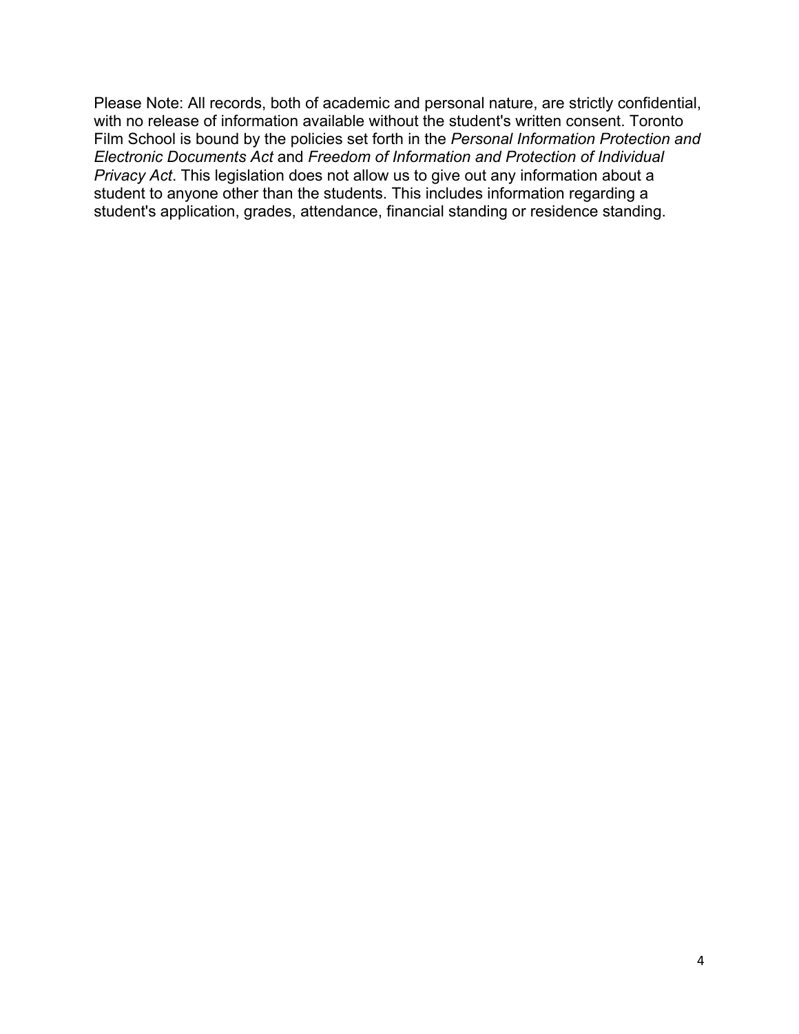Please Note: All records, both of academic and personal nature, are strictly confidential, with no release of information available without the student's written consent. Toronto Film School is bound by the policies set forth in the *Personal Information Protection and Electronic Documents Act* and *Freedom of Information and Protection of Individual Privacy Act*. This legislation does not allow us to give out any information about a student to anyone other than the students. This includes information regarding a student's application, grades, attendance, financial standing or residence standing.